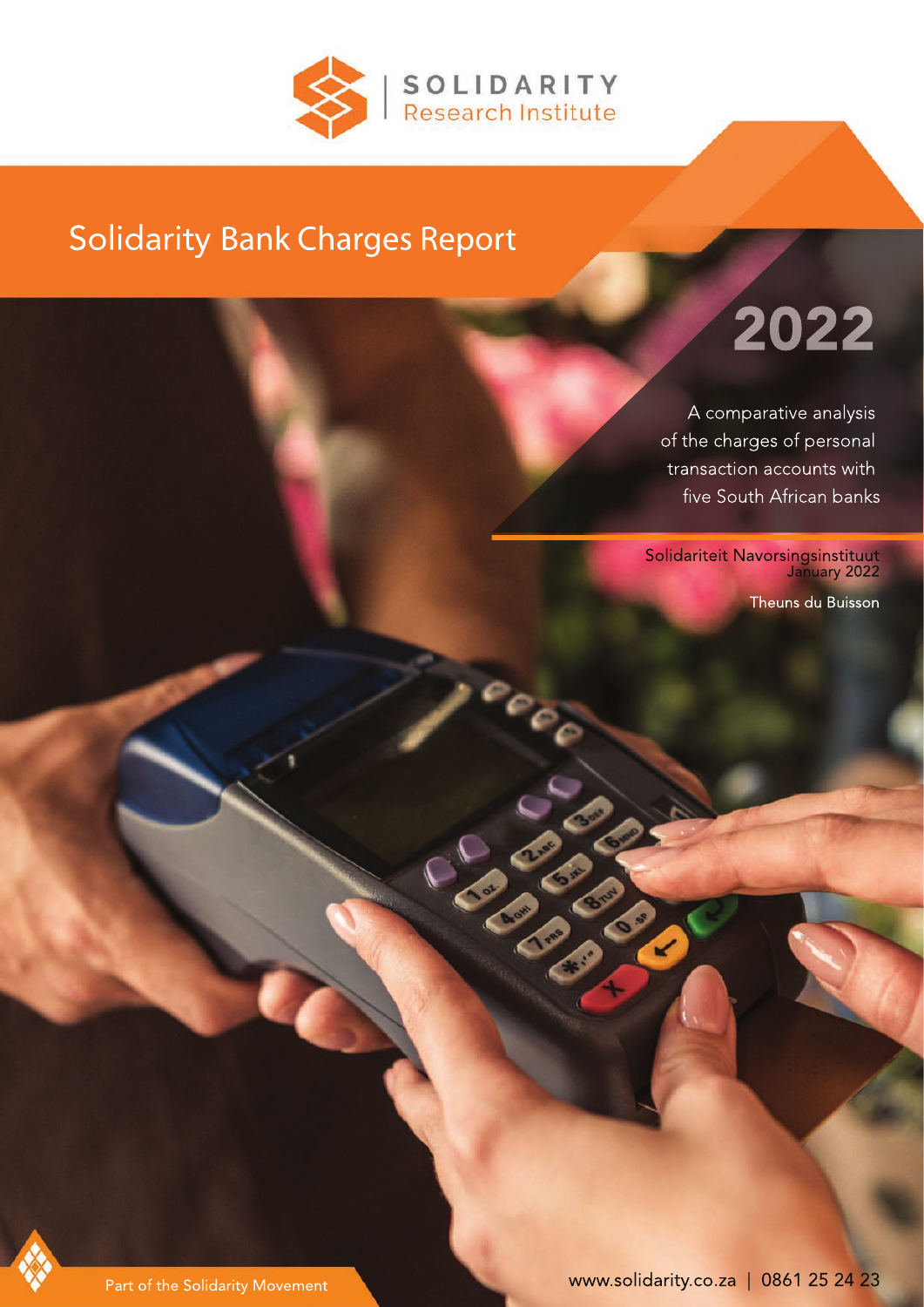SOLIDARITY
Research Institute

# Solidarity Bank Charges Report

## 2022

A comparative analysis of the charges of personal transaction accounts with five South African banks

Solidariteit Navorsingsinstituut
January 2022

Theuns du Buisson

Part of the Solidarity Movement

www.solidarity.co.za | 0861 25 24 23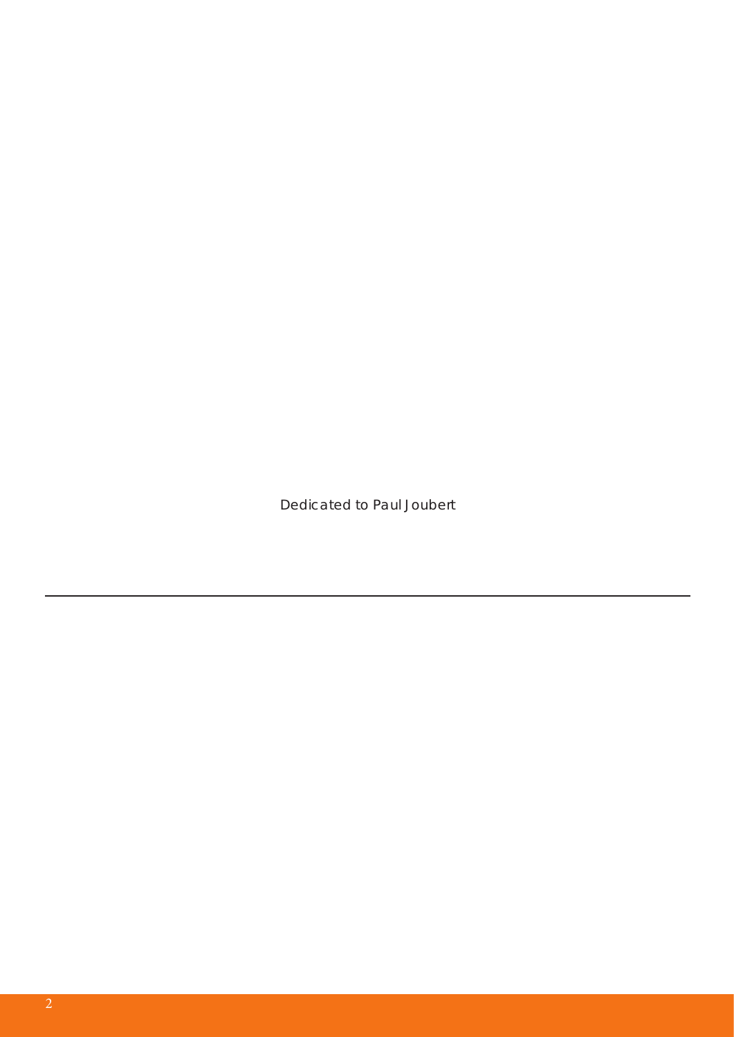Dedicated to Paul Joubert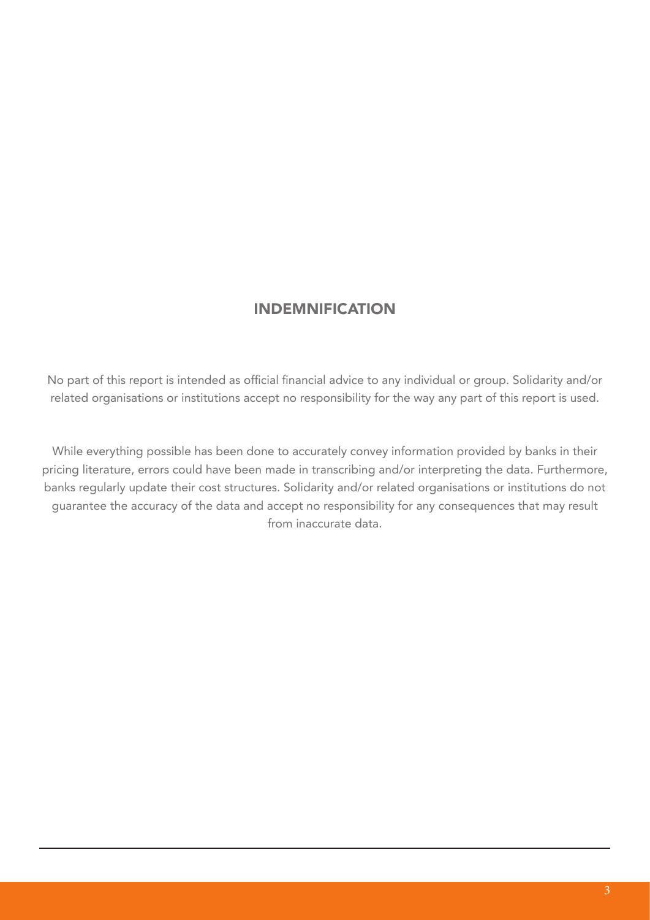## INDEMNIFICATION

No part of this report is intended as official financial advice to any individual or group. Solidarity and/or related organisations or institutions accept no responsibility for the way any part of this report is used.

While everything possible has been done to accurately convey information provided by banks in their pricing literature, errors could have been made in transcribing and/or interpreting the data. Furthermore, banks regularly update their cost structures. Solidarity and/or related organisations or institutions do not guarantee the accuracy of the data and accept no responsibility for any consequences that may result from inaccurate data.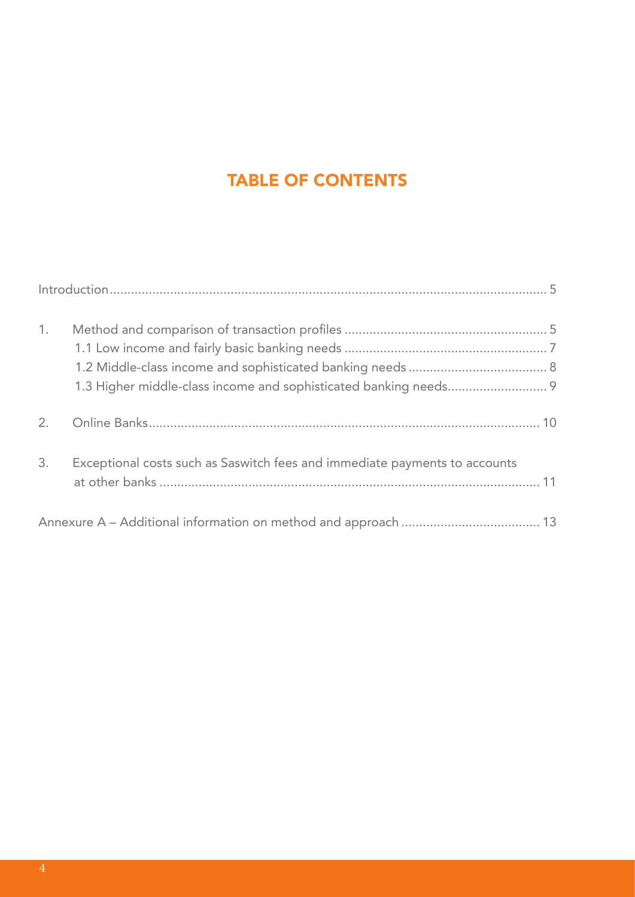# TABLE OF CONTENTS

Introduction ........ 5

1. Method and comparison of transaction profiles ........ 5
   - 1.1 Low income and fairly basic banking needs ........ 7
   - 1.2 Middle-class income and sophisticated banking needs ........ 8
   - 1.3 Higher middle-class income and sophisticated banking needs ........ 9

2. Online Banks ........ 10

3. Exceptional costs such as Saswitch fees and immediate payments to accounts at other banks ........ 11

Annexure A – Additional information on method and approach ........ 13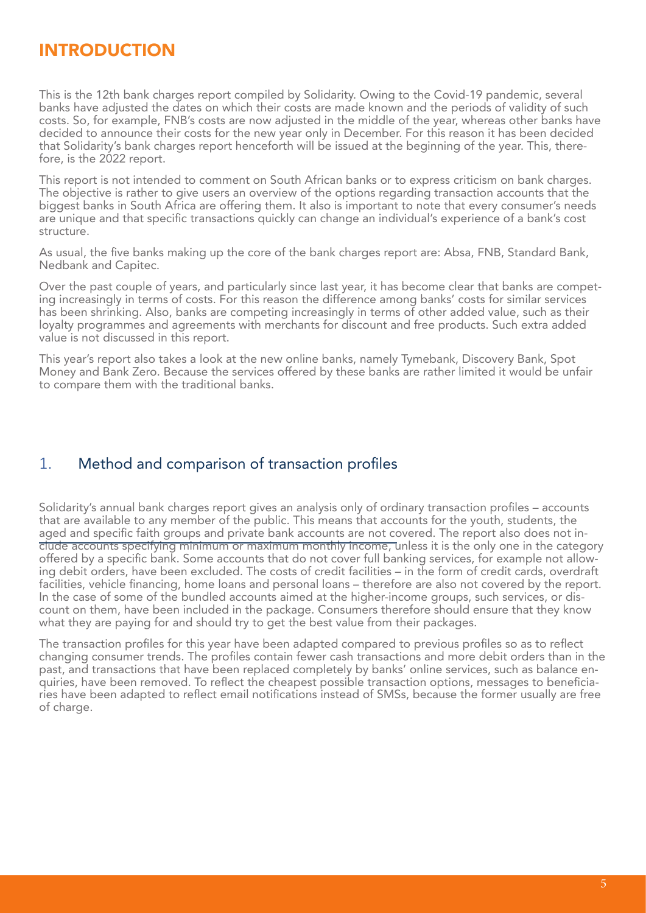# INTRODUCTION

This is the 12th bank charges report compiled by Solidarity. Owing to the Covid-19 pandemic, several banks have adjusted the dates on which their costs are made known and the periods of validity of such costs. So, for example, FNB's costs are now adjusted in the middle of the year, whereas other banks have decided to announce their costs for the new year only in December. For this reason it has been decided that Solidarity's bank charges report henceforth will be issued at the beginning of the year. This, therefore, is the 2022 report.

This report is not intended to comment on South African banks or to express criticism on bank charges. The objective is rather to give users an overview of the options regarding transaction accounts that the biggest banks in South Africa are offering them. It also is important to note that every consumer's needs are unique and that specific transactions quickly can change an individual's experience of a bank's cost structure.

As usual, the five banks making up the core of the bank charges report are: Absa, FNB, Standard Bank, Nedbank and Capitec.

Over the past couple of years, and particularly since last year, it has become clear that banks are competing increasingly in terms of costs. For this reason the difference among banks' costs for similar services has been shrinking. Also, banks are competing increasingly in terms of other added value, such as their loyalty programmes and agreements with merchants for discount and free products. Such extra added value is not discussed in this report.

This year's report also takes a look at the new online banks, namely Tymebank, Discovery Bank, Spot Money and Bank Zero. Because the services offered by these banks are rather limited it would be unfair to compare them with the traditional banks.

## 1. Method and comparison of transaction profiles

Solidarity's annual bank charges report gives an analysis only of ordinary transaction profiles – accounts that are available to any member of the public. This means that accounts for the youth, students, the aged and specific faith groups and private bank accounts are not covered. The report also does not include accounts specifying minimum or maximum monthly income, unless it is the only one in the category offered by a specific bank. Some accounts that do not cover full banking services, for example not allowing debit orders, have been excluded. The costs of credit facilities – in the form of credit cards, overdraft facilities, vehicle financing, home loans and personal loans – therefore are also not covered by the report. In the case of some of the bundled accounts aimed at the higher-income groups, such services, or discount on them, have been included in the package. Consumers therefore should ensure that they know what they are paying for and should try to get the best value from their packages.

The transaction profiles for this year have been adapted compared to previous profiles so as to reflect changing consumer trends. The profiles contain fewer cash transactions and more debit orders than in the past, and transactions that have been replaced completely by banks' online services, such as balance enquiries, have been removed. To reflect the cheapest possible transaction options, messages to beneficiaries have been adapted to reflect email notifications instead of SMSs, because the former usually are free of charge.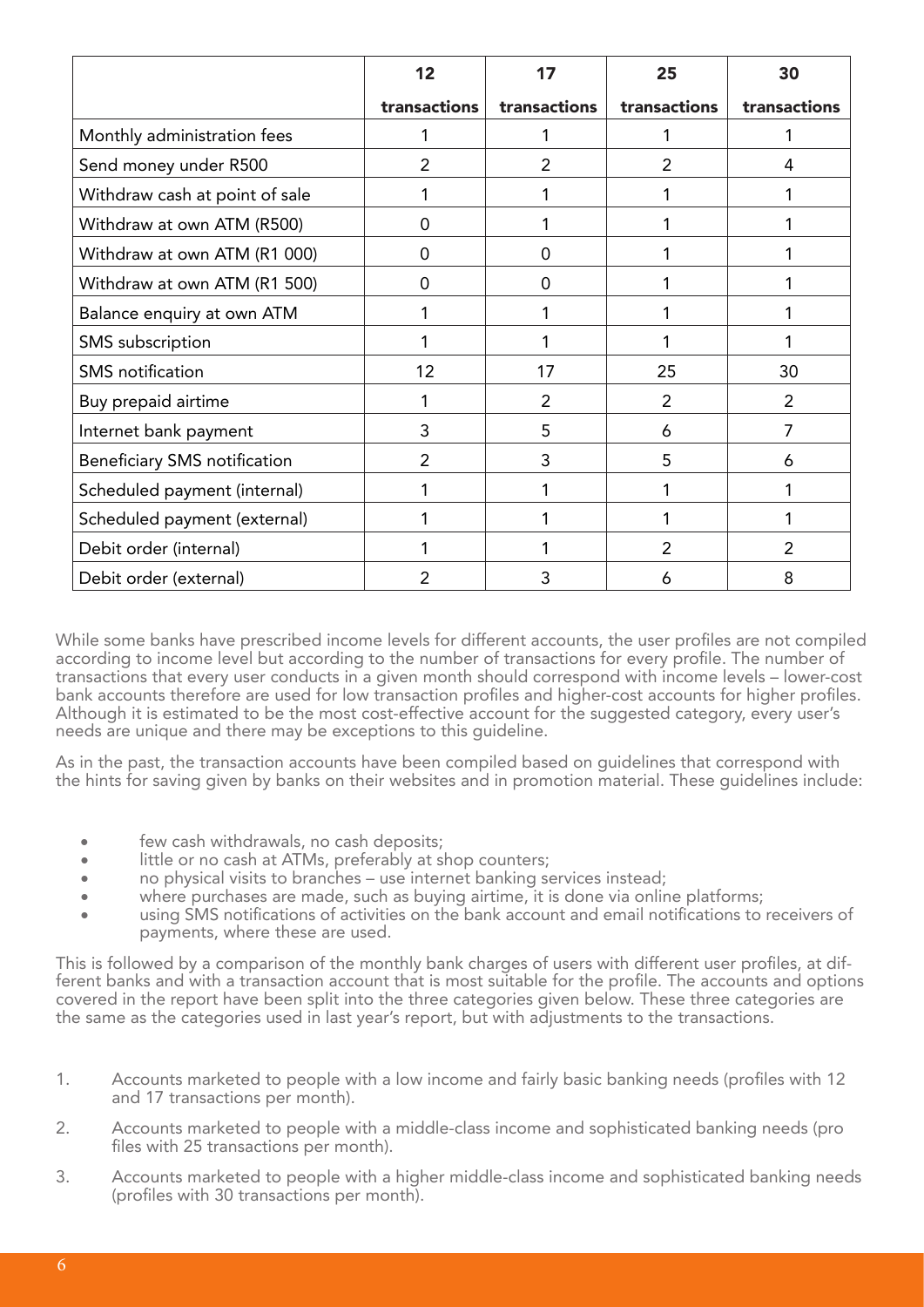| | 12 transactions | 17 transactions | 25 transactions | 30 transactions |
|---|---|---|---|---|
| Monthly administration fees | 1 | 1 | 1 | 1 |
| Send money under R500 | 2 | 2 | 2 | 4 |
| Withdraw cash at point of sale | 1 | 1 | 1 | 1 |
| Withdraw at own ATM (R500) | 0 | 1 | 1 | 1 |
| Withdraw at own ATM (R1 000) | 0 | 0 | 1 | 1 |
| Withdraw at own ATM (R1 500) | 0 | 0 | 1 | 1 |
| Balance enquiry at own ATM | 1 | 1 | 1 | 1 |
| SMS subscription | 1 | 1 | 1 | 1 |
| SMS notification | 12 | 17 | 25 | 30 |
| Buy prepaid airtime | 1 | 2 | 2 | 2 |
| Internet bank payment | 3 | 5 | 6 | 7 |
| Beneficiary SMS notification | 2 | 3 | 5 | 6 |
| Scheduled payment (internal) | 1 | 1 | 1 | 1 |
| Scheduled payment (external) | 1 | 1 | 1 | 1 |
| Debit order (internal) | 1 | 1 | 2 | 2 |
| Debit order (external) | 2 | 3 | 6 | 8 |

While some banks have prescribed income levels for different accounts, the user profiles are not compiled according to income level but according to the number of transactions for every profile. The number of transactions that every user conducts in a given month should correspond with income levels – lower-cost bank accounts therefore are used for low transaction profiles and higher-cost accounts for higher profiles. Although it is estimated to be the most cost-effective account for the suggested category, every user's needs are unique and there may be exceptions to this guideline.

As in the past, the transaction accounts have been compiled based on guidelines that correspond with the hints for saving given by banks on their websites and in promotion material. These guidelines include:

- few cash withdrawals, no cash deposits;
- little or no cash at ATMs, preferably at shop counters;
- no physical visits to branches – use internet banking services instead;
- where purchases are made, such as buying airtime, it is done via online platforms;
- using SMS notifications of activities on the bank account and email notifications to receivers of payments, where these are used.

This is followed by a comparison of the monthly bank charges of users with different user profiles, at different banks and with a transaction account that is most suitable for the profile. The accounts and options covered in the report have been split into the three categories given below. These three categories are the same as the categories used in last year's report, but with adjustments to the transactions.

1. Accounts marketed to people with a low income and fairly basic banking needs (profiles with 12 and 17 transactions per month).
2. Accounts marketed to people with a middle-class income and sophisticated banking needs (profiles with 25 transactions per month).
3. Accounts marketed to people with a higher middle-class income and sophisticated banking needs (profiles with 30 transactions per month).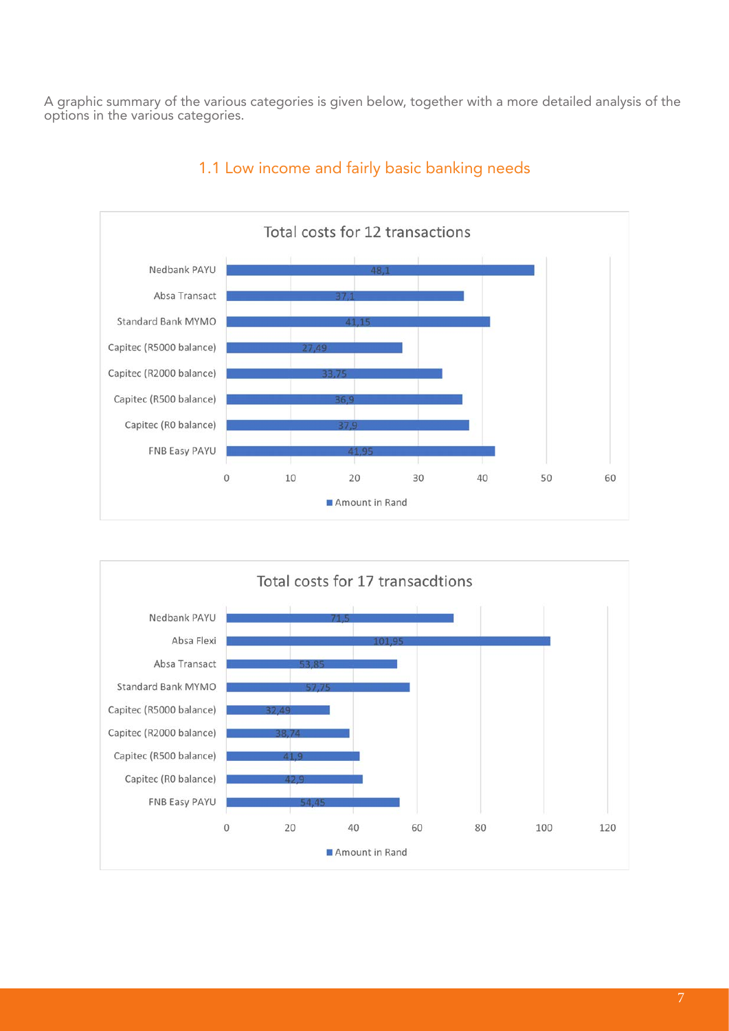A graphic summary of the various categories is given below, together with a more detailed analysis of the options in the various categories.

## 1.1 Low income and fairly basic banking needs

**Total costs for 12 transactions**

| Option | Amount in Rand |
|---|---|
| Nedbank PAYU | 48,1 |
| Absa Transact | 37,1 |
| Standard Bank MYMO | 41,15 |
| Capitec (R5000 balance) | 27,49 |
| Capitec (R2000 balance) | 33,75 |
| Capitec (R500 balance) | 36,9 |
| Capitec (R0 balance) | 37,9 |
| FNB Easy PAYU | 41,95 |

**Total costs for 17 transacdtions**

| Option | Amount in Rand |
|---|---|
| Nedbank PAYU | 71,5 |
| Absa Flexi | 101,95 |
| Absa Transact | 53,85 |
| Standard Bank MYMO | 57,75 |
| Capitec (R5000 balance) | 32,49 |
| Capitec (R2000 balance) | 38,74 |
| Capitec (R500 balance) | 41,9 |
| Capitec (R0 balance) | 42,9 |
| FNB Easy PAYU | 54,45 |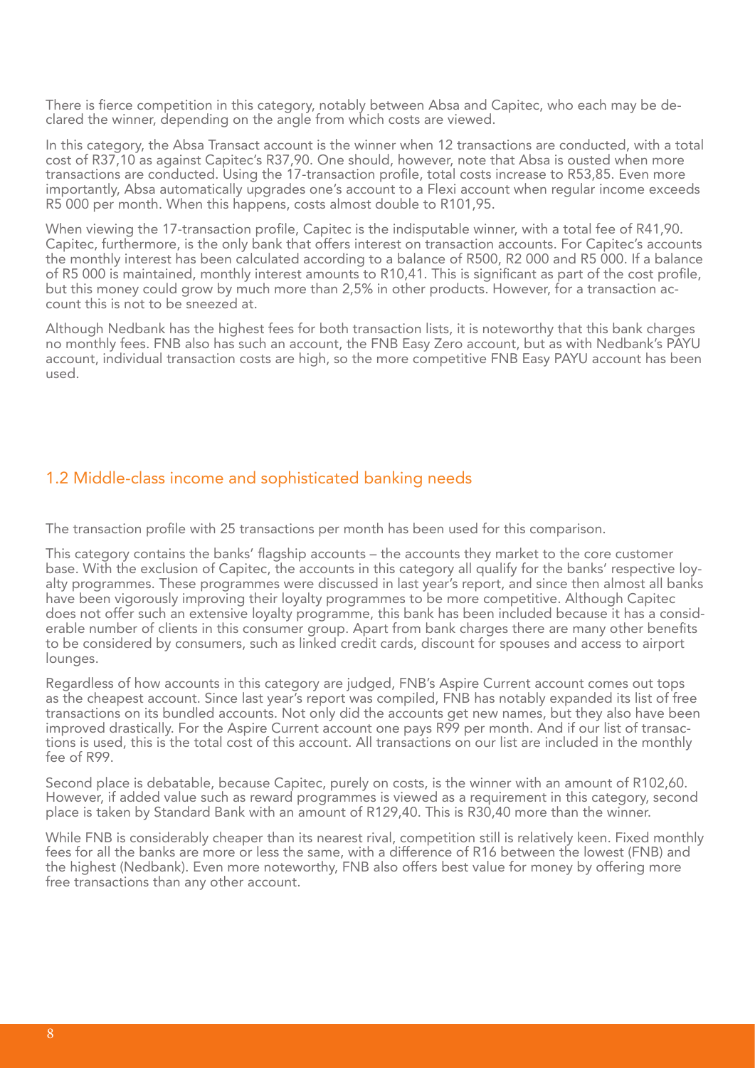There is fierce competition in this category, notably between Absa and Capitec, who each may be declared the winner, depending on the angle from which costs are viewed.

In this category, the Absa Transact account is the winner when 12 transactions are conducted, with a total cost of R37,10 as against Capitec's R37,90. One should, however, note that Absa is ousted when more transactions are conducted. Using the 17-transaction profile, total costs increase to R53,85. Even more importantly, Absa automatically upgrades one's account to a Flexi account when regular income exceeds R5 000 per month. When this happens, costs almost double to R101,95.

When viewing the 17-transaction profile, Capitec is the indisputable winner, with a total fee of R41,90. Capitec, furthermore, is the only bank that offers interest on transaction accounts. For Capitec's accounts the monthly interest has been calculated according to a balance of R500, R2 000 and R5 000. If a balance of R5 000 is maintained, monthly interest amounts to R10,41. This is significant as part of the cost profile, but this money could grow by much more than 2,5% in other products. However, for a transaction account this is not to be sneezed at.

Although Nedbank has the highest fees for both transaction lists, it is noteworthy that this bank charges no monthly fees. FNB also has such an account, the FNB Easy Zero account, but as with Nedbank's PAYU account, individual transaction costs are high, so the more competitive FNB Easy PAYU account has been used.

## 1.2 Middle-class income and sophisticated banking needs

The transaction profile with 25 transactions per month has been used for this comparison.

This category contains the banks' flagship accounts – the accounts they market to the core customer base. With the exclusion of Capitec, the accounts in this category all qualify for the banks' respective loyalty programmes. These programmes were discussed in last year's report, and since then almost all banks have been vigorously improving their loyalty programmes to be more competitive. Although Capitec does not offer such an extensive loyalty programme, this bank has been included because it has a considerable number of clients in this consumer group. Apart from bank charges there are many other benefits to be considered by consumers, such as linked credit cards, discount for spouses and access to airport lounges.

Regardless of how accounts in this category are judged, FNB's Aspire Current account comes out tops as the cheapest account. Since last year's report was compiled, FNB has notably expanded its list of free transactions on its bundled accounts. Not only did the accounts get new names, but they also have been improved drastically. For the Aspire Current account one pays R99 per month. And if our list of transactions is used, this is the total cost of this account. All transactions on our list are included in the monthly fee of R99.

Second place is debatable, because Capitec, purely on costs, is the winner with an amount of R102,60. However, if added value such as reward programmes is viewed as a requirement in this category, second place is taken by Standard Bank with an amount of R129,40. This is R30,40 more than the winner.

While FNB is considerably cheaper than its nearest rival, competition still is relatively keen. Fixed monthly fees for all the banks are more or less the same, with a difference of R16 between the lowest (FNB) and the highest (Nedbank). Even more noteworthy, FNB also offers best value for money by offering more free transactions than any other account.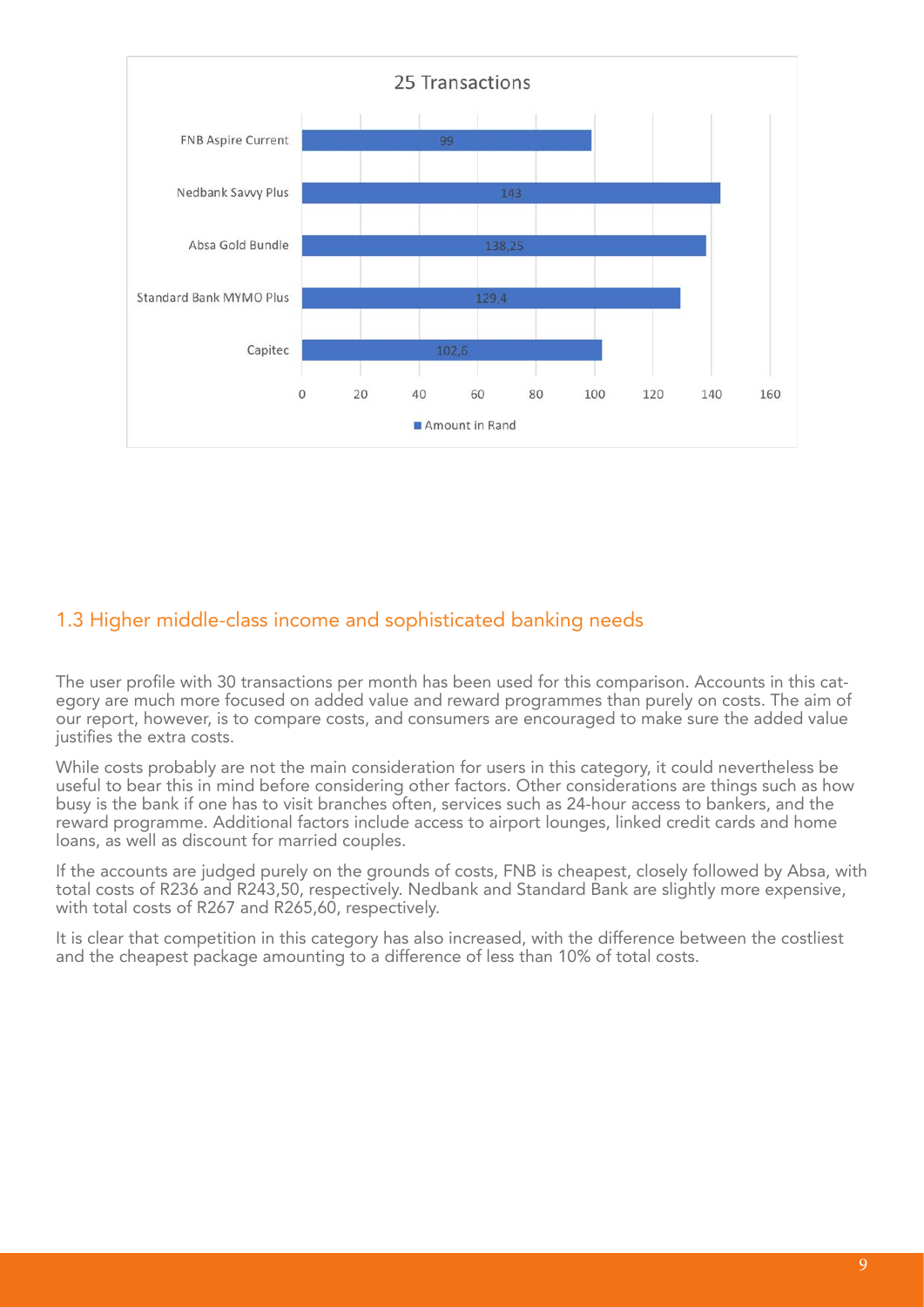**25 Transactions**

| | Amount in Rand |
|---|---|
| FNB Aspire Current | 99 |
| Nedbank Savvy Plus | 143 |
| Absa Gold Bundle | 138,25 |
| Standard Bank MYMO Plus | 129,4 |
| Capitec | 102,6 |

## 1.3 Higher middle-class income and sophisticated banking needs

The user profile with 30 transactions per month has been used for this comparison. Accounts in this category are much more focused on added value and reward programmes than purely on costs. The aim of our report, however, is to compare costs, and consumers are encouraged to make sure the added value justifies the extra costs.

While costs probably are not the main consideration for users in this category, it could nevertheless be useful to bear this in mind before considering other factors. Other considerations are things such as how busy is the bank if one has to visit branches often, services such as 24-hour access to bankers, and the reward programme. Additional factors include access to airport lounges, linked credit cards and home loans, as well as discount for married couples.

If the accounts are judged purely on the grounds of costs, FNB is cheapest, closely followed by Absa, with total costs of R236 and R243,50, respectively. Nedbank and Standard Bank are slightly more expensive, with total costs of R267 and R265,60, respectively.

It is clear that competition in this category has also increased, with the difference between the costliest and the cheapest package amounting to a difference of less than 10% of total costs.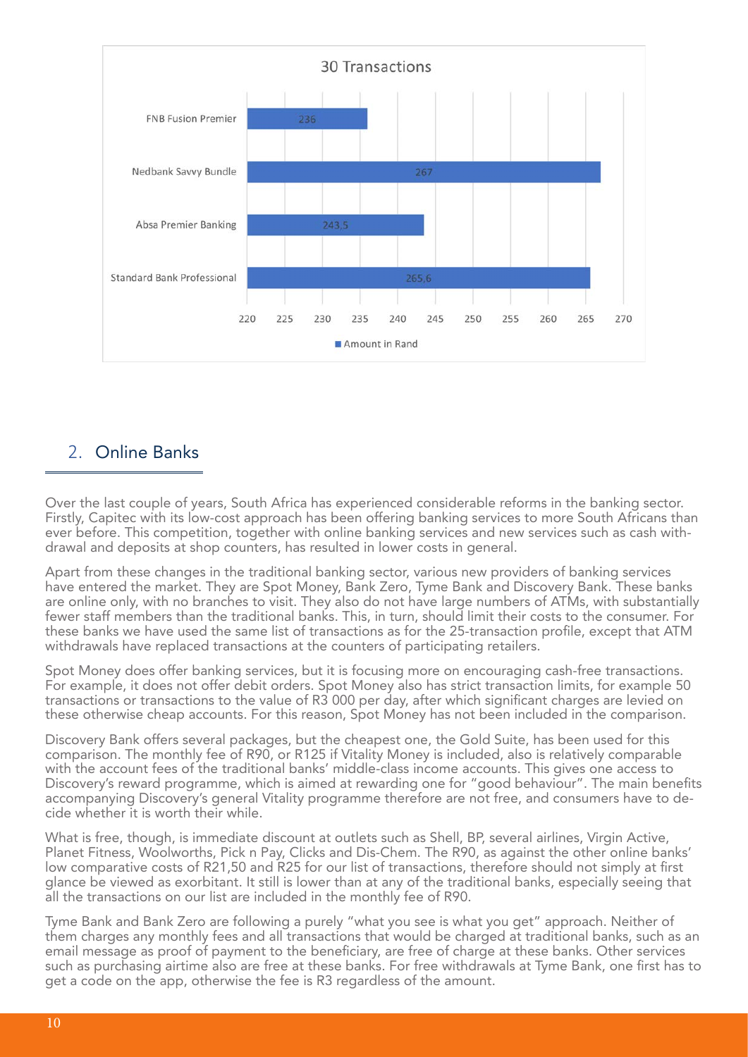**30 Transactions**

| Account | Amount in Rand |
|---|---|
| FNB Fusion Premier | 236 |
| Nedbank Savvy Bundle | 267 |
| Absa Premier Banking | 243,5 |
| Standard Bank Professional | 265,6 |

## 2. Online Banks

Over the last couple of years, South Africa has experienced considerable reforms in the banking sector. Firstly, Capitec with its low-cost approach has been offering banking services to more South Africans than ever before. This competition, together with online banking services and new services such as cash withdrawal and deposits at shop counters, has resulted in lower costs in general.

Apart from these changes in the traditional banking sector, various new providers of banking services have entered the market. They are Spot Money, Bank Zero, Tyme Bank and Discovery Bank. These banks are online only, with no branches to visit. They also do not have large numbers of ATMs, with substantially fewer staff members than the traditional banks. This, in turn, should limit their costs to the consumer. For these banks we have used the same list of transactions as for the 25-transaction profile, except that ATM withdrawals have replaced transactions at the counters of participating retailers.

Spot Money does offer banking services, but it is focusing more on encouraging cash-free transactions. For example, it does not offer debit orders. Spot Money also has strict transaction limits, for example 50 transactions or transactions to the value of R3 000 per day, after which significant charges are levied on these otherwise cheap accounts. For this reason, Spot Money has not been included in the comparison.

Discovery Bank offers several packages, but the cheapest one, the Gold Suite, has been used for this comparison. The monthly fee of R90, or R125 if Vitality Money is included, also is relatively comparable with the account fees of the traditional banks' middle-class income accounts. This gives one access to Discovery's reward programme, which is aimed at rewarding one for "good behaviour". The main benefits accompanying Discovery's general Vitality programme therefore are not free, and consumers have to decide whether it is worth their while.

What is free, though, is immediate discount at outlets such as Shell, BP, several airlines, Virgin Active, Planet Fitness, Woolworths, Pick n Pay, Clicks and Dis-Chem. The R90, as against the other online banks' low comparative costs of R21,50 and R25 for our list of transactions, therefore should not simply at first glance be viewed as exorbitant. It still is lower than at any of the traditional banks, especially seeing that all the transactions on our list are included in the monthly fee of R90.

Tyme Bank and Bank Zero are following a purely "what you see is what you get" approach. Neither of them charges any monthly fees and all transactions that would be charged at traditional banks, such as an email message as proof of payment to the beneficiary, are free of charge at these banks. Other services such as purchasing airtime also are free at these banks. For free withdrawals at Tyme Bank, one first has to get a code on the app, otherwise the fee is R3 regardless of the amount.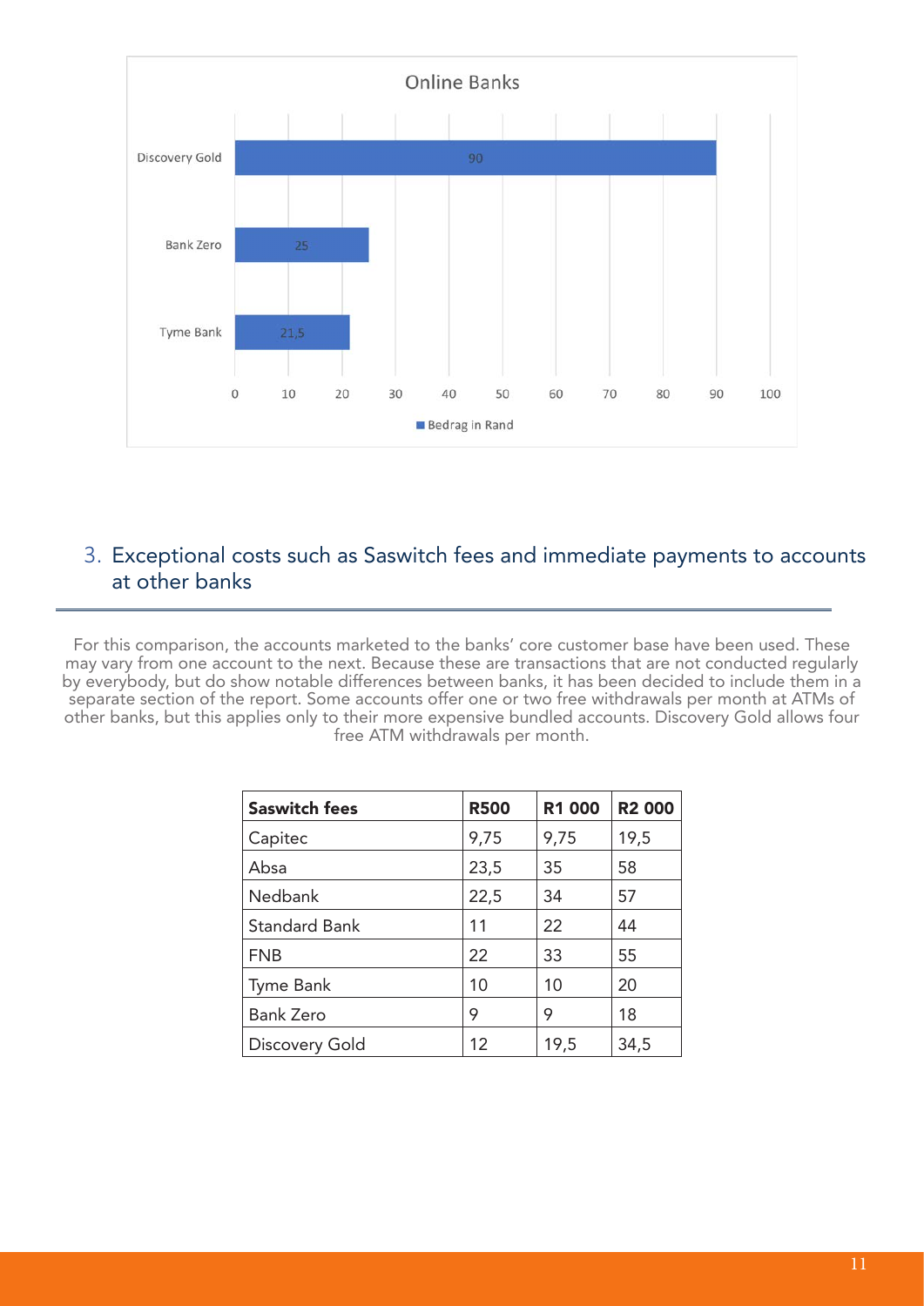**Online Banks**

| Bank | Bedrag in Rand |
| --- | --- |
| Discovery Gold | 90 |
| Bank Zero | 25 |
| Tyme Bank | 21,5 |

## 3. Exceptional costs such as Saswitch fees and immediate payments to accounts at other banks

For this comparison, the accounts marketed to the banks' core customer base have been used. These may vary from one account to the next. Because these are transactions that are not conducted regularly by everybody, but do show notable differences between banks, it has been decided to include them in a separate section of the report. Some accounts offer one or two free withdrawals per month at ATMs of other banks, but this applies only to their more expensive bundled accounts. Discovery Gold allows four free ATM withdrawals per month.

| **Saswitch fees** | **R500** | **R1 000** | **R2 000** |
| --- | --- | --- | --- |
| Capitec | 9,75 | 9,75 | 19,5 |
| Absa | 23,5 | 35 | 58 |
| Nedbank | 22,5 | 34 | 57 |
| Standard Bank | 11 | 22 | 44 |
| FNB | 22 | 33 | 55 |
| Tyme Bank | 10 | 10 | 20 |
| Bank Zero | 9 | 9 | 18 |
| Discovery Gold | 12 | 19,5 | 34,5 |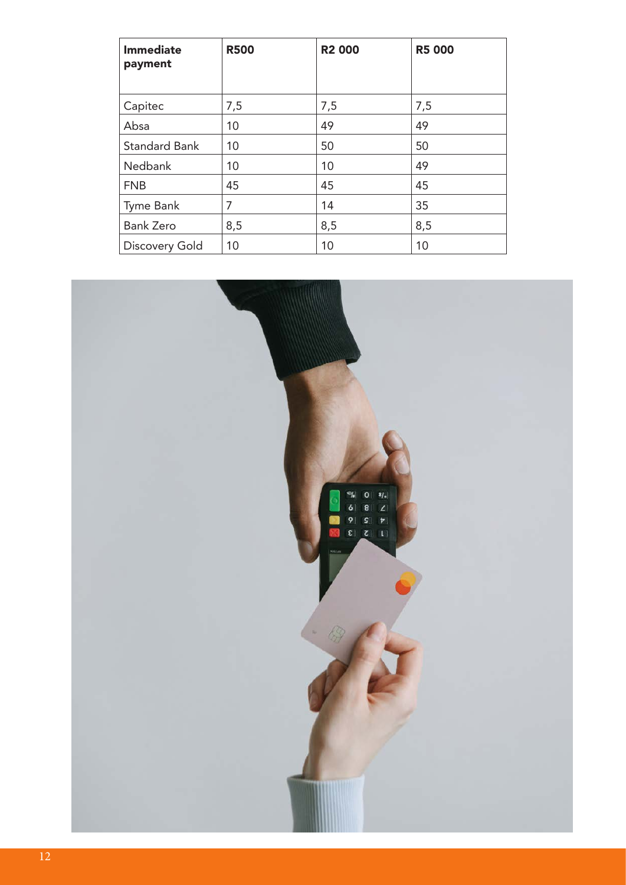| Immediate payment | R500 | R2 000 | R5 000 |
| --- | --- | --- | --- |
| Capitec | 7,5 | 7,5 | 7,5 |
| Absa | 10 | 49 | 49 |
| Standard Bank | 10 | 50 | 50 |
| Nedbank | 10 | 10 | 49 |
| FNB | 45 | 45 | 45 |
| Tyme Bank | 7 | 14 | 35 |
| Bank Zero | 8,5 | 8,5 | 8,5 |
| Discovery Gold | 10 | 10 | 10 |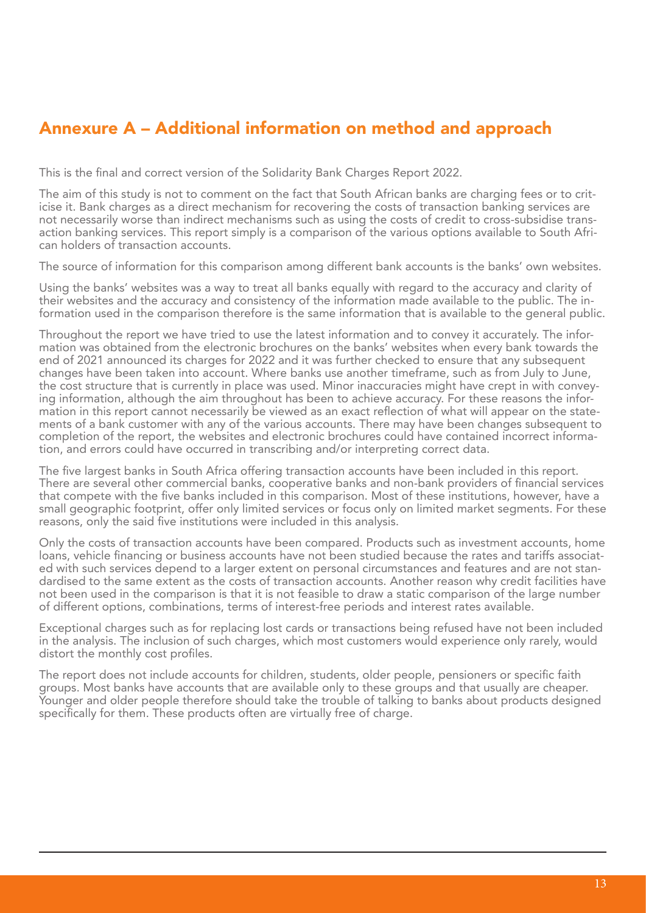## Annexure A – Additional information on method and approach

This is the final and correct version of the Solidarity Bank Charges Report 2022.

The aim of this study is not to comment on the fact that South African banks are charging fees or to criticise it. Bank charges as a direct mechanism for recovering the costs of transaction banking services are not necessarily worse than indirect mechanisms such as using the costs of credit to cross-subsidise transaction banking services. This report simply is a comparison of the various options available to South African holders of transaction accounts.

The source of information for this comparison among different bank accounts is the banks' own websites.

Using the banks' websites was a way to treat all banks equally with regard to the accuracy and clarity of their websites and the accuracy and consistency of the information made available to the public. The information used in the comparison therefore is the same information that is available to the general public.

Throughout the report we have tried to use the latest information and to convey it accurately. The information was obtained from the electronic brochures on the banks' websites when every bank towards the end of 2021 announced its charges for 2022 and it was further checked to ensure that any subsequent changes have been taken into account. Where banks use another timeframe, such as from July to June, the cost structure that is currently in place was used. Minor inaccuracies might have crept in with conveying information, although the aim throughout has been to achieve accuracy. For these reasons the information in this report cannot necessarily be viewed as an exact reflection of what will appear on the statements of a bank customer with any of the various accounts. There may have been changes subsequent to completion of the report, the websites and electronic brochures could have contained incorrect information, and errors could have occurred in transcribing and/or interpreting correct data.

The five largest banks in South Africa offering transaction accounts have been included in this report. There are several other commercial banks, cooperative banks and non-bank providers of financial services that compete with the five banks included in this comparison. Most of these institutions, however, have a small geographic footprint, offer only limited services or focus only on limited market segments. For these reasons, only the said five institutions were included in this analysis.

Only the costs of transaction accounts have been compared. Products such as investment accounts, home loans, vehicle financing or business accounts have not been studied because the rates and tariffs associated with such services depend to a larger extent on personal circumstances and features and are not standardised to the same extent as the costs of transaction accounts. Another reason why credit facilities have not been used in the comparison is that it is not feasible to draw a static comparison of the large number of different options, combinations, terms of interest-free periods and interest rates available.

Exceptional charges such as for replacing lost cards or transactions being refused have not been included in the analysis. The inclusion of such charges, which most customers would experience only rarely, would distort the monthly cost profiles.

The report does not include accounts for children, students, older people, pensioners or specific faith groups. Most banks have accounts that are available only to these groups and that usually are cheaper. Younger and older people therefore should take the trouble of talking to banks about products designed specifically for them. These products often are virtually free of charge.